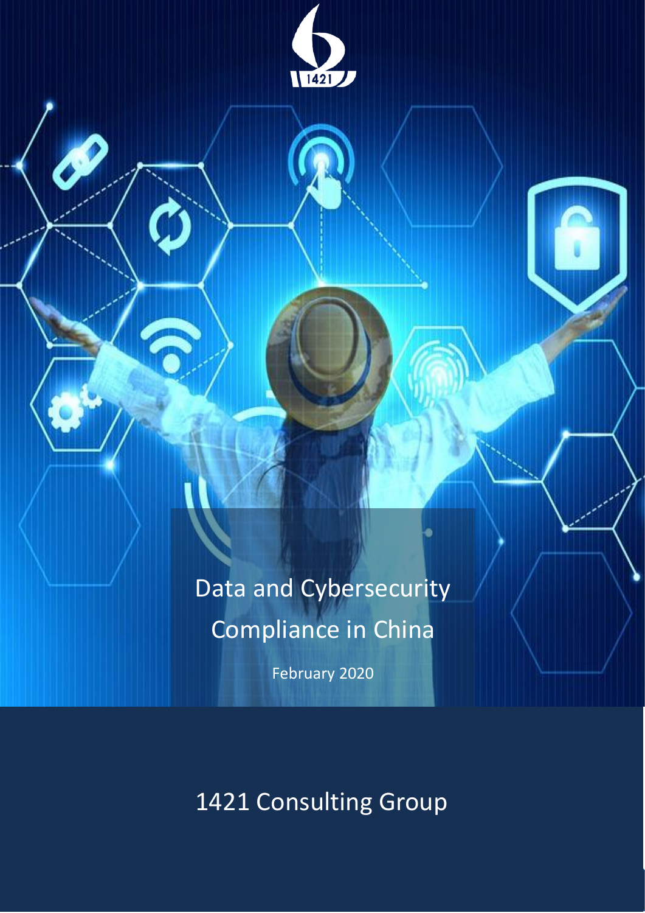# Data and Cybersecurity Compliance in China

February 2020

1421 Consulting Group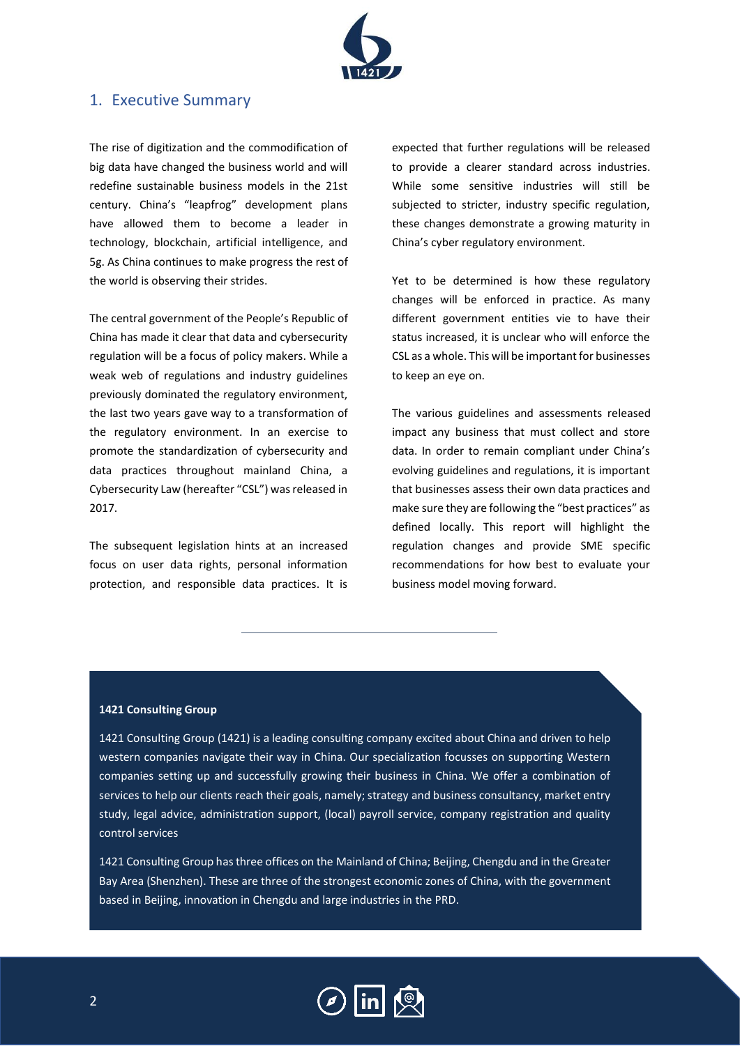## 1. Executive Summary

The rise of digitization and the commodification of big data have changed the business world and will redefine sustainable business models in the 21st century. China's "leapfrog" development plans have allowed them to become a leader in technology, blockchain, artificial intelligence, and 5g. As China continues to make progress the rest of the world is observing their strides.

The central government of the People's Republic of China has made it clear that data and cybersecurity regulation will be a focus of policy makers. While a weak web of regulations and industry guidelines previously dominated the regulatory environment, the last two years gave way to a transformation of the regulatory environment. In an exercise to promote the standardization of cybersecurity and data practices throughout mainland China, a Cybersecurity Law (hereafter "CSL") was released in 2017.

The subsequent legislation hints at an increased focus on user data rights, personal information protection, and responsible data practices. It is expected that further regulations will be released to provide a clearer standard across industries. While some sensitive industries will still be subjected to stricter, industry specific regulation, these changes demonstrate a growing maturity in China's cyber regulatory environment.

Yet to be determined is how these regulatory changes will be enforced in practice. As many different government entities vie to have their status increased, it is unclear who will enforce the CSL as a whole. This will be important for businesses to keep an eye on.

The various guidelines and assessments released impact any business that must collect and store data. In order to remain compliant under China's evolving guidelines and regulations, it is important that businesses assess their own data practices and make sure they are following the "best practices" as defined locally. This report will highlight the regulation changes and provide SME specific recommendations for how best to evaluate your business model moving forward.

---

**1421 Consulting Group**

1421 Consulting Group (1421) is a leading consulting company excited about China and driven to help western companies navigate their way in China. Our specialization focusses on supporting Western companies setting up and successfully growing their business in China. We offer a combination of services to help our clients reach their goals, namely; strategy and business consultancy, market entry study, legal advice, administration support, (local) payroll service, company registration and quality control services

1421 Consulting Group has three offices on the Mainland of China; Beijing, Chengdu and in the Greater Bay Area (Shenzhen). These are three of the strongest economic zones of China, with the government based in Beijing, innovation in Chengdu and large industries in the PRD.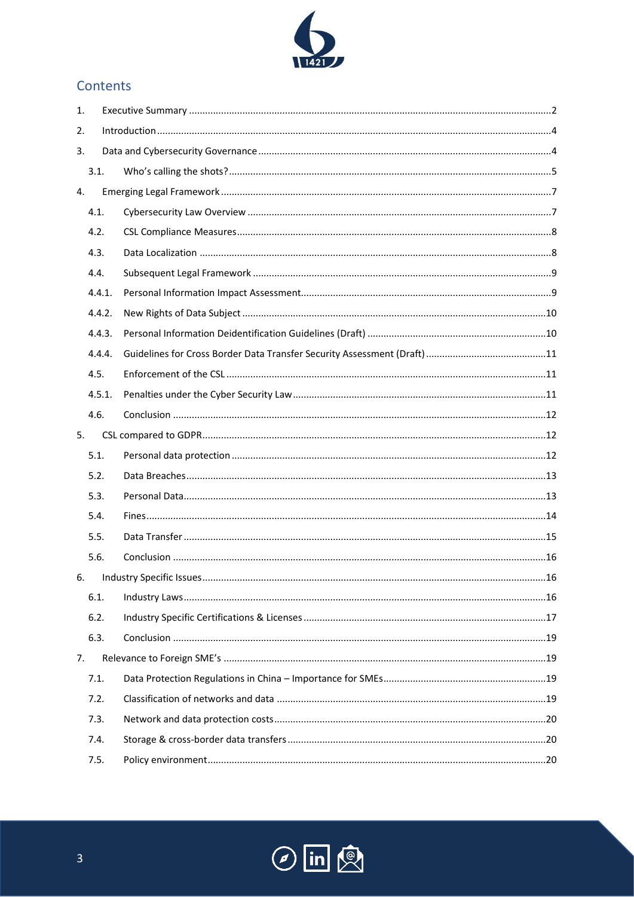# Contents

1. Executive Summary ....................................................................................................................................2
2. Introduction ...............................................................................................................................................4
3. Data and Cybersecurity Governance ..........................................................................................................4
   - 3.1. Who's calling the shots? ......................................................................................................................5
4. Emerging Legal Framework ........................................................................................................................7
   - 4.1. Cybersecurity Law Overview ...............................................................................................................7
   - 4.2. CSL Compliance Measures ...................................................................................................................8
   - 4.3. Data Localization .................................................................................................................................8
   - 4.4. Subsequent Legal Framework .............................................................................................................9
   - 4.4.1. Personal Information Impact Assessment...........................................................................................9
   - 4.4.2. New Rights of Data Subject ...............................................................................................................10
   - 4.4.3. Personal Information Deidentification Guidelines (Draft) ................................................................10
   - 4.4.4. Guidelines for Cross Border Data Transfer Security Assessment (Draft) ...........................................11
   - 4.5. Enforcement of the CSL .....................................................................................................................11
   - 4.5.1. Penalties under the Cyber Security Law ............................................................................................11
   - 4.6. Conclusion .........................................................................................................................................12
5. CSL compared to GDPR..............................................................................................................................12
   - 5.1. Personal data protection ...................................................................................................................12
   - 5.2. Data Breaches....................................................................................................................................13
   - 5.3. Personal Data.....................................................................................................................................13
   - 5.4. Fines...................................................................................................................................................14
   - 5.5. Data Transfer .....................................................................................................................................15
   - 5.6. Conclusion .........................................................................................................................................16
6. Industry Specific Issues..............................................................................................................................16
   - 6.1. Industry Laws.....................................................................................................................................16
   - 6.2. Industry Specific Certifications & Licenses ........................................................................................17
   - 6.3. Conclusion .........................................................................................................................................19
7. Relevance to Foreign SME's ......................................................................................................................19
   - 7.1. Data Protection Regulations in China – Importance for SMEs...........................................................19
   - 7.2. Classification of networks and data ..................................................................................................19
   - 7.3. Network and data protection costs....................................................................................................20
   - 7.4. Storage & cross-border data transfers ...............................................................................................20
   - 7.5. Policy environment............................................................................................................................20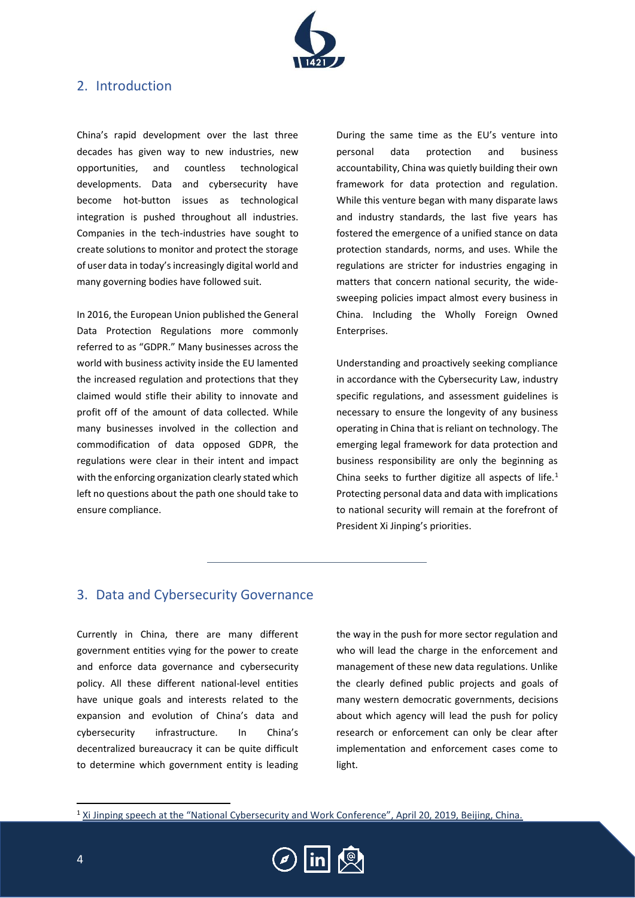## 2. Introduction

China's rapid development over the last three decades has given way to new industries, new opportunities, and countless technological developments. Data and cybersecurity have become hot-button issues as technological integration is pushed throughout all industries. Companies in the tech-industries have sought to create solutions to monitor and protect the storage of user data in today's increasingly digital world and many governing bodies have followed suit.

In 2016, the European Union published the General Data Protection Regulations more commonly referred to as "GDPR." Many businesses across the world with business activity inside the EU lamented the increased regulation and protections that they claimed would stifle their ability to innovate and profit off of the amount of data collected. While many businesses involved in the collection and commodification of data opposed GDPR, the regulations were clear in their intent and impact with the enforcing organization clearly stated which left no questions about the path one should take to ensure compliance.

During the same time as the EU's venture into personal data protection and business accountability, China was quietly building their own framework for data protection and regulation. While this venture began with many disparate laws and industry standards, the last five years has fostered the emergence of a unified stance on data protection standards, norms, and uses. While the regulations are stricter for industries engaging in matters that concern national security, the wide-sweeping policies impact almost every business in China. Including the Wholly Foreign Owned Enterprises.

Understanding and proactively seeking compliance in accordance with the Cybersecurity Law, industry specific regulations, and assessment guidelines is necessary to ensure the longevity of any business operating in China that is reliant on technology. The emerging legal framework for data protection and business responsibility are only the beginning as China seeks to further digitize all aspects of life.[1] Protecting personal data and data with implications to national security will remain at the forefront of President Xi Jinping's priorities.

---

## 3. Data and Cybersecurity Governance

Currently in China, there are many different government entities vying for the power to create and enforce data governance and cybersecurity policy. All these different national-level entities have unique goals and interests related to the expansion and evolution of China's data and cybersecurity infrastructure. In China's decentralized bureaucracy it can be quite difficult to determine which government entity is leading the way in the push for more sector regulation and who will lead the charge in the enforcement and management of these new data regulations. Unlike the clearly defined public projects and goals of many western democratic governments, decisions about which agency will lead the push for policy research or enforcement can only be clear after implementation and enforcement cases come to light.

---

[1] Xi Jinping speech at the "National Cybersecurity and Work Conference", April 20, 2019, Beijing, China.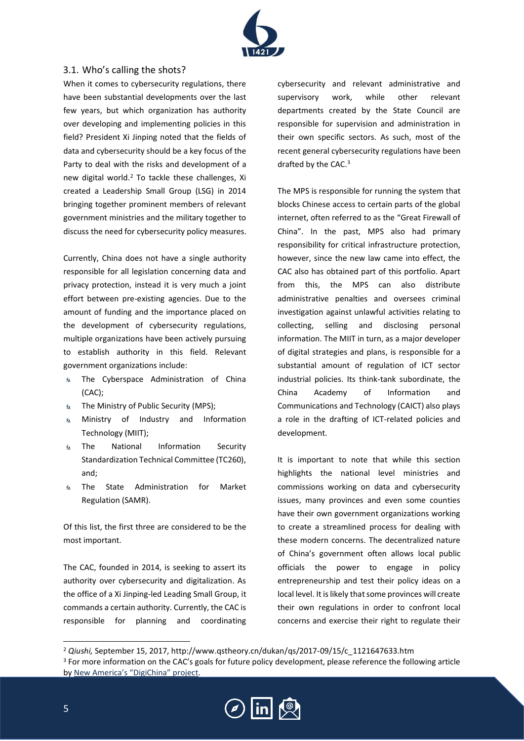### 3.1. Who's calling the shots?

When it comes to cybersecurity regulations, there have been substantial developments over the last few years, but which organization has authority over developing and implementing policies in this field? President Xi Jinping noted that the fields of data and cybersecurity should be a key focus of the Party to deal with the risks and development of a new digital world.[2] To tackle these challenges, Xi created a Leadership Small Group (LSG) in 2014 bringing together prominent members of relevant government ministries and the military together to discuss the need for cybersecurity policy measures.

Currently, China does not have a single authority responsible for all legislation concerning data and privacy protection, instead it is very much a joint effort between pre-existing agencies. Due to the amount of funding and the importance placed on the development of cybersecurity regulations, multiple organizations have been actively pursuing to establish authority in this field. Relevant government organizations include:

- The Cyberspace Administration of China (CAC);
- The Ministry of Public Security (MPS);
- Ministry of Industry and Information Technology (MIIT);
- The National Information Security Standardization Technical Committee (TC260), and;
- The State Administration for Market Regulation (SAMR).

Of this list, the first three are considered to be the most important.

The CAC, founded in 2014, is seeking to assert its authority over cybersecurity and digitalization. As the office of a Xi Jinping-led Leading Small Group, it commands a certain authority. Currently, the CAC is responsible for planning and coordinating cybersecurity and relevant administrative and supervisory work, while other relevant departments created by the State Council are responsible for supervision and administration in their own specific sectors. As such, most of the recent general cybersecurity regulations have been drafted by the CAC.[3]

The MPS is responsible for running the system that blocks Chinese access to certain parts of the global internet, often referred to as the "Great Firewall of China". In the past, MPS also had primary responsibility for critical infrastructure protection, however, since the new law came into effect, the CAC also has obtained part of this portfolio. Apart from this, the MPS can also distribute administrative penalties and oversees criminal investigation against unlawful activities relating to collecting, selling and disclosing personal information. The MIIT in turn, as a major developer of digital strategies and plans, is responsible for a substantial amount of regulation of ICT sector industrial policies. Its think-tank subordinate, the China Academy of Information and Communications and Technology (CAICT) also plays a role in the drafting of ICT-related policies and development.

It is important to note that while this section highlights the national level ministries and commissions working on data and cybersecurity issues, many provinces and even some counties have their own government organizations working to create a streamlined process for dealing with these modern concerns. The decentralized nature of China's government often allows local public officials the power to engage in policy entrepreneurship and test their policy ideas on a local level. It is likely that some provinces will create their own regulations in order to confront local concerns and exercise their right to regulate their

---

[2] *Qiushi,* September 15, 2017, http://www.qstheory.cn/dukan/qs/2017-09/15/c_1121647633.htm

[3] For more information on the CAC's goals for future policy development, please reference the following article by New America's "DigiChina" project.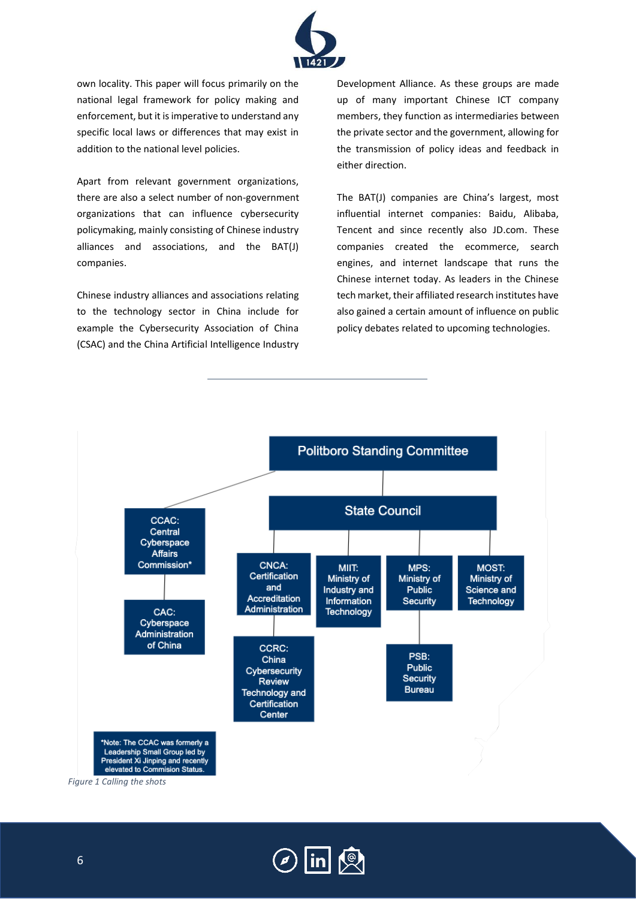own locality. This paper will focus primarily on the national legal framework for policy making and enforcement, but it is imperative to understand any specific local laws or differences that may exist in addition to the national level policies.

Apart from relevant government organizations, there are also a select number of non-government organizations that can influence cybersecurity policymaking, mainly consisting of Chinese industry alliances and associations, and the BAT(J) companies.

Chinese industry alliances and associations relating to the technology sector in China include for example the Cybersecurity Association of China (CSAC) and the China Artificial Intelligence Industry Development Alliance. As these groups are made up of many important Chinese ICT company members, they function as intermediaries between the private sector and the government, allowing for the transmission of policy ideas and feedback in either direction.

The BAT(J) companies are China's largest, most influential internet companies: Baidu, Alibaba, Tencent and since recently also JD.com. These companies created the ecommerce, search engines, and internet landscape that runs the Chinese internet today. As leaders in the Chinese tech market, their affiliated research institutes have also gained a certain amount of influence on public policy debates related to upcoming technologies.

Politboro Standing Committee

State Council

CCAC: Central Cyberspace Affairs Commission*

CAC: Cyberspace Administration of China

CNCA: Certification and Accreditation Administration

CCRC: China Cybersecurity Review Technology and Certification Center

MIIT: Ministry of Industry and Information Technology

MPS: Ministry of Public Security

PSB: Public Security Bureau

MOST: Ministry of Science and Technology

*Note: The CCAC was formerly a Leadership Small Group led by President Xi Jinping and recently elevated to Commision Status.

*Figure 1 Calling the shots*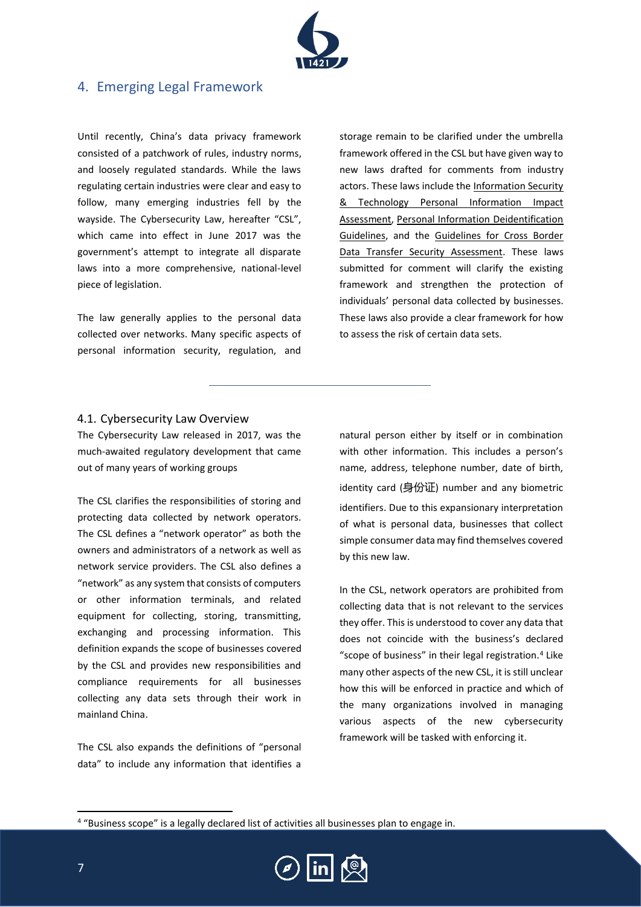## 4. Emerging Legal Framework

Until recently, China's data privacy framework consisted of a patchwork of rules, industry norms, and loosely regulated standards. While the laws regulating certain industries were clear and easy to follow, many emerging industries fell by the wayside. The Cybersecurity Law, hereafter "CSL", which came into effect in June 2017 was the government's attempt to integrate all disparate laws into a more comprehensive, national-level piece of legislation.

The law generally applies to the personal data collected over networks. Many specific aspects of personal information security, regulation, and storage remain to be clarified under the umbrella framework offered in the CSL but have given way to new laws drafted for comments from industry actors. These laws include the Information Security & Technology Personal Information Impact Assessment, Personal Information Deidentification Guidelines, and the Guidelines for Cross Border Data Transfer Security Assessment. These laws submitted for comment will clarify the existing framework and strengthen the protection of individuals' personal data collected by businesses. These laws also provide a clear framework for how to assess the risk of certain data sets.

### 4.1. Cybersecurity Law Overview

The Cybersecurity Law released in 2017, was the much-awaited regulatory development that came out of many years of working groups

The CSL clarifies the responsibilities of storing and protecting data collected by network operators. The CSL defines a "network operator" as both the owners and administrators of a network as well as network service providers. The CSL also defines a "network" as any system that consists of computers or other information terminals, and related equipment for collecting, storing, transmitting, exchanging and processing information. This definition expands the scope of businesses covered by the CSL and provides new responsibilities and compliance requirements for all businesses collecting any data sets through their work in mainland China.

The CSL also expands the definitions of "personal data" to include any information that identifies a natural person either by itself or in combination with other information. This includes a person's name, address, telephone number, date of birth, identity card (身份证) number and any biometric identifiers. Due to this expansionary interpretation of what is personal data, businesses that collect simple consumer data may find themselves covered by this new law.

In the CSL, network operators are prohibited from collecting data that is not relevant to the services they offer. This is understood to cover any data that does not coincide with the business's declared "scope of business" in their legal registration.[4] Like many other aspects of the new CSL, it is still unclear how this will be enforced in practice and which of the many organizations involved in managing various aspects of the new cybersecurity framework will be tasked with enforcing it.

[4] "Business scope" is a legally declared list of activities all businesses plan to engage in.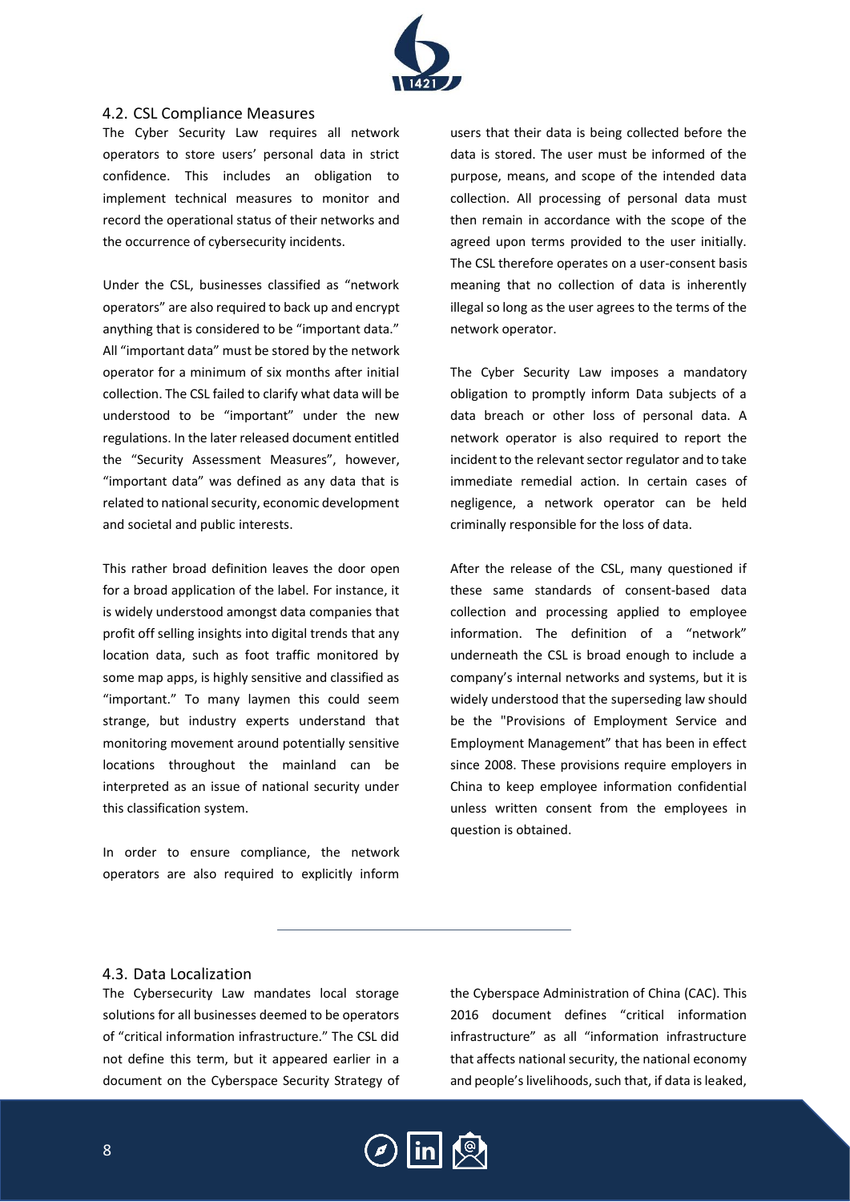### 4.2. CSL Compliance Measures

The Cyber Security Law requires all network operators to store users' personal data in strict confidence. This includes an obligation to implement technical measures to monitor and record the operational status of their networks and the occurrence of cybersecurity incidents.

Under the CSL, businesses classified as "network operators" are also required to back up and encrypt anything that is considered to be "important data." All "important data" must be stored by the network operator for a minimum of six months after initial collection. The CSL failed to clarify what data will be understood to be "important" under the new regulations. In the later released document entitled the "Security Assessment Measures", however, "important data" was defined as any data that is related to national security, economic development and societal and public interests.

This rather broad definition leaves the door open for a broad application of the label. For instance, it is widely understood amongst data companies that profit off selling insights into digital trends that any location data, such as foot traffic monitored by some map apps, is highly sensitive and classified as "important." To many laymen this could seem strange, but industry experts understand that monitoring movement around potentially sensitive locations throughout the mainland can be interpreted as an issue of national security under this classification system.

In order to ensure compliance, the network operators are also required to explicitly inform users that their data is being collected before the data is stored. The user must be informed of the purpose, means, and scope of the intended data collection. All processing of personal data must then remain in accordance with the scope of the agreed upon terms provided to the user initially. The CSL therefore operates on a user-consent basis meaning that no collection of data is inherently illegal so long as the user agrees to the terms of the network operator.

The Cyber Security Law imposes a mandatory obligation to promptly inform Data subjects of a data breach or other loss of personal data. A network operator is also required to report the incident to the relevant sector regulator and to take immediate remedial action. In certain cases of negligence, a network operator can be held criminally responsible for the loss of data.

After the release of the CSL, many questioned if these same standards of consent-based data collection and processing applied to employee information. The definition of a "network" underneath the CSL is broad enough to include a company's internal networks and systems, but it is widely understood that the superseding law should be the "Provisions of Employment Service and Employment Management" that has been in effect since 2008. These provisions require employers in China to keep employee information confidential unless written consent from the employees in question is obtained.

### 4.3. Data Localization

The Cybersecurity Law mandates local storage solutions for all businesses deemed to be operators of "critical information infrastructure." The CSL did not define this term, but it appeared earlier in a document on the Cyberspace Security Strategy of the Cyberspace Administration of China (CAC). This 2016 document defines "critical information infrastructure" as all "information infrastructure that affects national security, the national economy and people's livelihoods, such that, if data is leaked,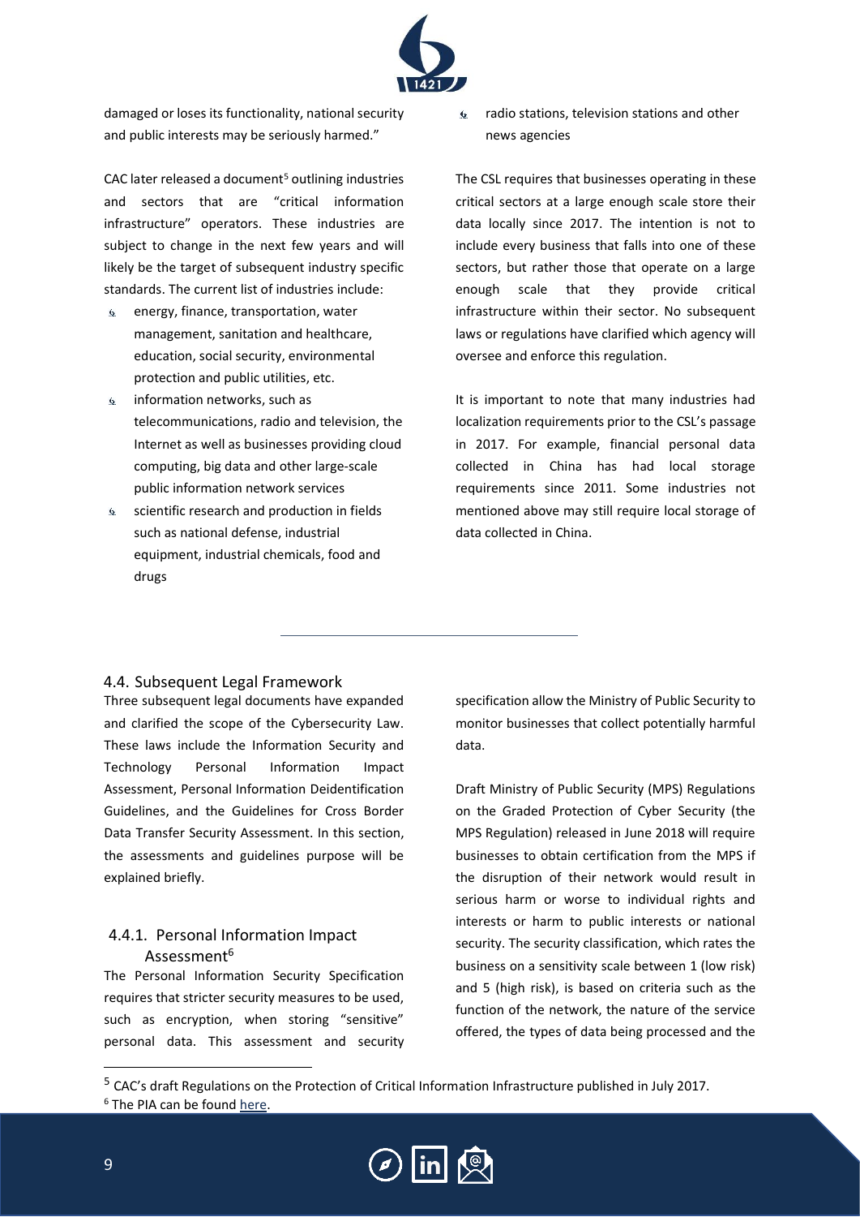damaged or loses its functionality, national security and public interests may be seriously harmed."

CAC later released a document[5] outlining industries and sectors that are "critical information infrastructure" operators. These industries are subject to change in the next few years and will likely be the target of subsequent industry specific standards. The current list of industries include:

- energy, finance, transportation, water management, sanitation and healthcare, education, social security, environmental protection and public utilities, etc.
- information networks, such as telecommunications, radio and television, the Internet as well as businesses providing cloud computing, big data and other large-scale public information network services
- scientific research and production in fields such as national defense, industrial equipment, industrial chemicals, food and drugs
- radio stations, television stations and other news agencies

The CSL requires that businesses operating in these critical sectors at a large enough scale store their data locally since 2017. The intention is not to include every business that falls into one of these sectors, but rather those that operate on a large enough scale that they provide critical infrastructure within their sector. No subsequent laws or regulations have clarified which agency will oversee and enforce this regulation.

It is important to note that many industries had localization requirements prior to the CSL's passage in 2017. For example, financial personal data collected in China has had local storage requirements since 2011. Some industries not mentioned above may still require local storage of data collected in China.

---

## 4.4. Subsequent Legal Framework

Three subsequent legal documents have expanded and clarified the scope of the Cybersecurity Law. These laws include the Information Security and Technology Personal Information Impact Assessment, Personal Information Deidentification Guidelines, and the Guidelines for Cross Border Data Transfer Security Assessment. In this section, the assessments and guidelines purpose will be explained briefly.

### 4.4.1. Personal Information Impact Assessment[6]

The Personal Information Security Specification requires that stricter security measures to be used, such as encryption, when storing "sensitive" personal data. This assessment and security specification allow the Ministry of Public Security to monitor businesses that collect potentially harmful data.

Draft Ministry of Public Security (MPS) Regulations on the Graded Protection of Cyber Security (the MPS Regulation) released in June 2018 will require businesses to obtain certification from the MPS if the disruption of their network would result in serious harm or worse to individual rights and interests or harm to public interests or national security. The security classification, which rates the business on a sensitivity scale between 1 (low risk) and 5 (high risk), is based on criteria such as the function of the network, the nature of the service offered, the types of data being processed and the

---

[5] CAC's draft Regulations on the Protection of Critical Information Infrastructure published in July 2017.

[6] The PIA can be found here.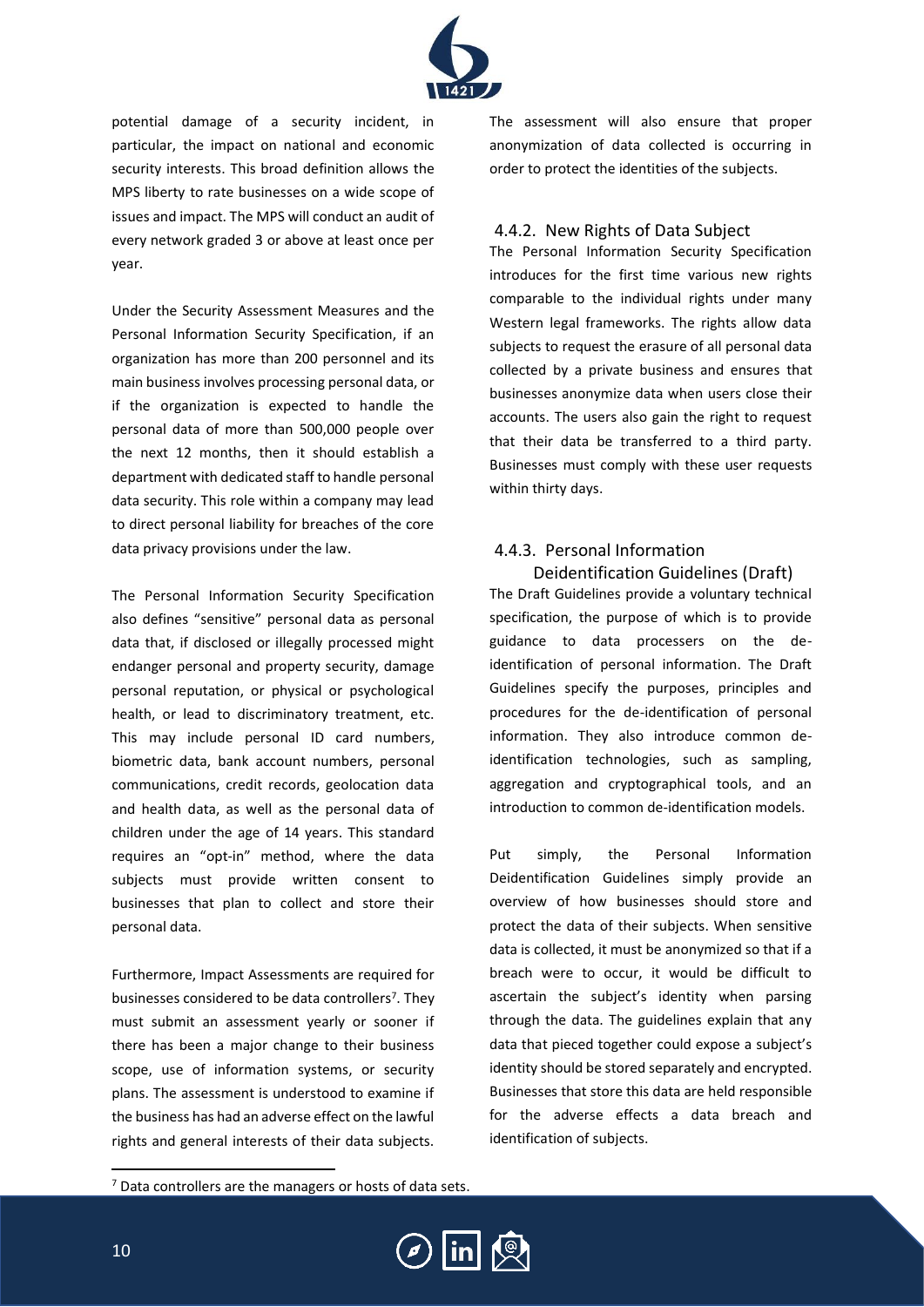potential damage of a security incident, in particular, the impact on national and economic security interests. This broad definition allows the MPS liberty to rate businesses on a wide scope of issues and impact. The MPS will conduct an audit of every network graded 3 or above at least once per year.

Under the Security Assessment Measures and the Personal Information Security Specification, if an organization has more than 200 personnel and its main business involves processing personal data, or if the organization is expected to handle the personal data of more than 500,000 people over the next 12 months, then it should establish a department with dedicated staff to handle personal data security. This role within a company may lead to direct personal liability for breaches of the core data privacy provisions under the law.

The Personal Information Security Specification also defines "sensitive" personal data as personal data that, if disclosed or illegally processed might endanger personal and property security, damage personal reputation, or physical or psychological health, or lead to discriminatory treatment, etc. This may include personal ID card numbers, biometric data, bank account numbers, personal communications, credit records, geolocation data and health data, as well as the personal data of children under the age of 14 years. This standard requires an "opt-in" method, where the data subjects must provide written consent to businesses that plan to collect and store their personal data.

Furthermore, Impact Assessments are required for businesses considered to be data controllers[7]. They must submit an assessment yearly or sooner if there has been a major change to their business scope, use of information systems, or security plans. The assessment is understood to examine if the business has had an adverse effect on the lawful rights and general interests of their data subjects. The assessment will also ensure that proper anonymization of data collected is occurring in order to protect the identities of the subjects.

### 4.4.2. New Rights of Data Subject

The Personal Information Security Specification introduces for the first time various new rights comparable to the individual rights under many Western legal frameworks. The rights allow data subjects to request the erasure of all personal data collected by a private business and ensures that businesses anonymize data when users close their accounts. The users also gain the right to request that their data be transferred to a third party. Businesses must comply with these user requests within thirty days.

### 4.4.3. Personal Information Deidentification Guidelines (Draft)

The Draft Guidelines provide a voluntary technical specification, the purpose of which is to provide guidance to data processers on the de-identification of personal information. The Draft Guidelines specify the purposes, principles and procedures for the de-identification of personal information. They also introduce common de-identification technologies, such as sampling, aggregation and cryptographical tools, and an introduction to common de-identification models.

Put simply, the Personal Information Deidentification Guidelines simply provide an overview of how businesses should store and protect the data of their subjects. When sensitive data is collected, it must be anonymized so that if a breach were to occur, it would be difficult to ascertain the subject's identity when parsing through the data. The guidelines explain that any data that pieced together could expose a subject's identity should be stored separately and encrypted. Businesses that store this data are held responsible for the adverse effects a data breach and identification of subjects.

[7] Data controllers are the managers or hosts of data sets.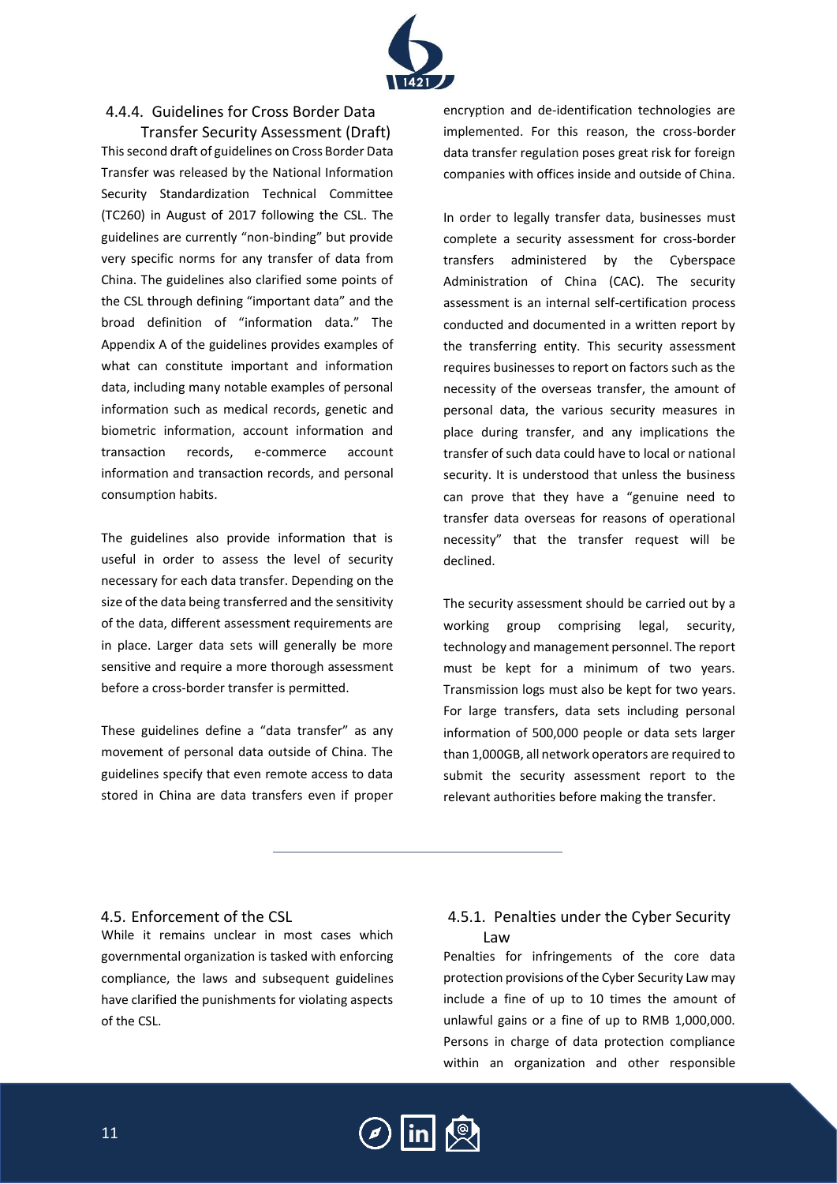#### 4.4.4. Guidelines for Cross Border Data Transfer Security Assessment (Draft)

This second draft of guidelines on Cross Border Data Transfer was released by the National Information Security Standardization Technical Committee (TC260) in August of 2017 following the CSL. The guidelines are currently "non-binding" but provide very specific norms for any transfer of data from China. The guidelines also clarified some points of the CSL through defining "important data" and the broad definition of "information data." The Appendix A of the guidelines provides examples of what can constitute important and information data, including many notable examples of personal information such as medical records, genetic and biometric information, account information and transaction records, e-commerce account information and transaction records, and personal consumption habits.

The guidelines also provide information that is useful in order to assess the level of security necessary for each data transfer. Depending on the size of the data being transferred and the sensitivity of the data, different assessment requirements are in place. Larger data sets will generally be more sensitive and require a more thorough assessment before a cross-border transfer is permitted.

These guidelines define a "data transfer" as any movement of personal data outside of China. The guidelines specify that even remote access to data stored in China are data transfers even if proper encryption and de-identification technologies are implemented. For this reason, the cross-border data transfer regulation poses great risk for foreign companies with offices inside and outside of China.

In order to legally transfer data, businesses must complete a security assessment for cross-border transfers administered by the Cyberspace Administration of China (CAC). The security assessment is an internal self-certification process conducted and documented in a written report by the transferring entity. This security assessment requires businesses to report on factors such as the necessity of the overseas transfer, the amount of personal data, the various security measures in place during transfer, and any implications the transfer of such data could have to local or national security. It is understood that unless the business can prove that they have a "genuine need to transfer data overseas for reasons of operational necessity" that the transfer request will be declined.

The security assessment should be carried out by a working group comprising legal, security, technology and management personnel. The report must be kept for a minimum of two years. Transmission logs must also be kept for two years. For large transfers, data sets including personal information of 500,000 people or data sets larger than 1,000GB, all network operators are required to submit the security assessment report to the relevant authorities before making the transfer.

---

### 4.5. Enforcement of the CSL

While it remains unclear in most cases which governmental organization is tasked with enforcing compliance, the laws and subsequent guidelines have clarified the punishments for violating aspects of the CSL.

#### 4.5.1. Penalties under the Cyber Security Law

Penalties for infringements of the core data protection provisions of the Cyber Security Law may include a fine of up to 10 times the amount of unlawful gains or a fine of up to RMB 1,000,000. Persons in charge of data protection compliance within an organization and other responsible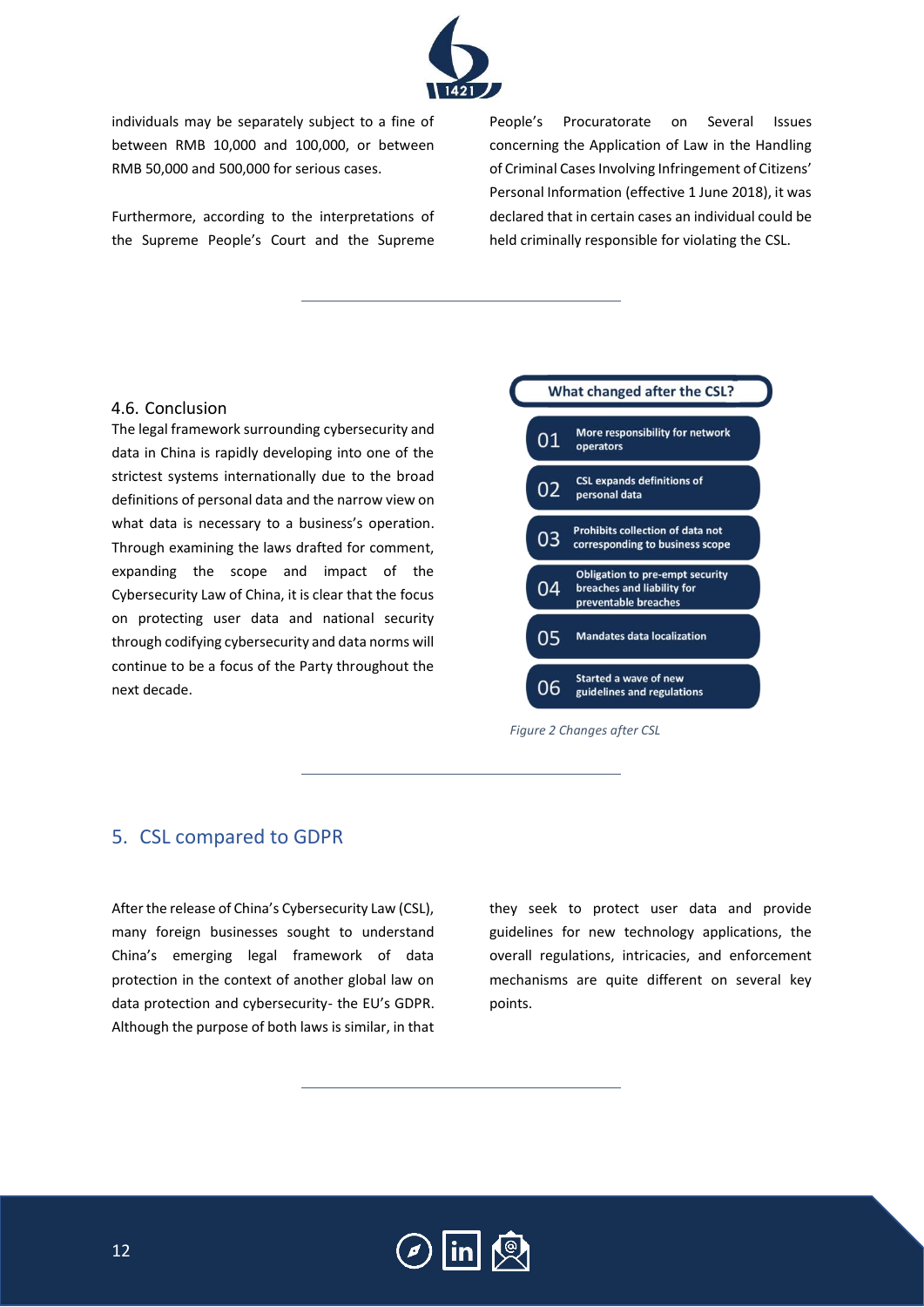individuals may be separately subject to a fine of between RMB 10,000 and 100,000, or between RMB 50,000 and 500,000 for serious cases.

Furthermore, according to the interpretations of the Supreme People's Court and the Supreme People's Procuratorate on Several Issues concerning the Application of Law in the Handling of Criminal Cases Involving Infringement of Citizens' Personal Information (effective 1 June 2018), it was declared that in certain cases an individual could be held criminally responsible for violating the CSL.

### 4.6. Conclusion

The legal framework surrounding cybersecurity and data in China is rapidly developing into one of the strictest systems internationally due to the broad definitions of personal data and the narrow view on what data is necessary to a business's operation. Through examining the laws drafted for comment, expanding the scope and impact of the Cybersecurity Law of China, it is clear that the focus on protecting user data and national security through codifying cybersecurity and data norms will continue to be a focus of the Party throughout the next decade.

**What changed after the CSL?**

- 01 More responsibility for network operators
- 02 CSL expands definitions of personal data
- 03 Prohibits collection of data not corresponding to business scope
- 04 Obligation to pre-empt security breaches and liability for preventable breaches
- 05 Mandates data localization
- 06 Started a wave of new guidelines and regulations

*Figure 2 Changes after CSL*

## 5. CSL compared to GDPR

After the release of China's Cybersecurity Law (CSL), many foreign businesses sought to understand China's emerging legal framework of data protection in the context of another global law on data protection and cybersecurity- the EU's GDPR. Although the purpose of both laws is similar, in that they seek to protect user data and provide guidelines for new technology applications, the overall regulations, intricacies, and enforcement mechanisms are quite different on several key points.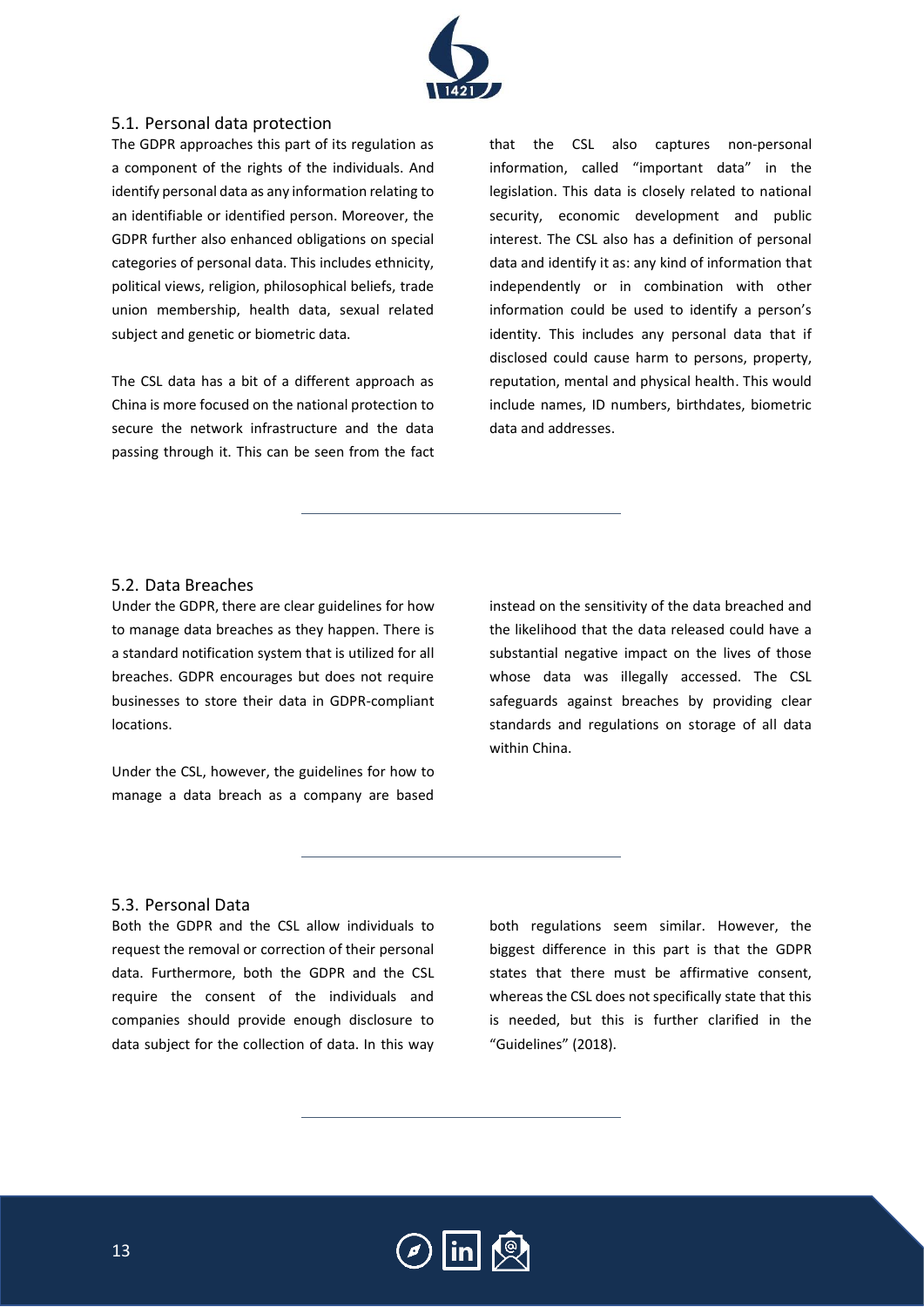## 5.1. Personal data protection

The GDPR approaches this part of its regulation as a component of the rights of the individuals. And identify personal data as any information relating to an identifiable or identified person. Moreover, the GDPR further also enhanced obligations on special categories of personal data. This includes ethnicity, political views, religion, philosophical beliefs, trade union membership, health data, sexual related subject and genetic or biometric data.

The CSL data has a bit of a different approach as China is more focused on the national protection to secure the network infrastructure and the data passing through it. This can be seen from the fact that the CSL also captures non-personal information, called "important data" in the legislation. This data is closely related to national security, economic development and public interest. The CSL also has a definition of personal data and identify it as: any kind of information that independently or in combination with other information could be used to identify a person's identity. This includes any personal data that if disclosed could cause harm to persons, property, reputation, mental and physical health. This would include names, ID numbers, birthdates, biometric data and addresses.

## 5.2. Data Breaches

Under the GDPR, there are clear guidelines for how to manage data breaches as they happen. There is a standard notification system that is utilized for all breaches. GDPR encourages but does not require businesses to store their data in GDPR-compliant locations.

Under the CSL, however, the guidelines for how to manage a data breach as a company are based instead on the sensitivity of the data breached and the likelihood that the data released could have a substantial negative impact on the lives of those whose data was illegally accessed. The CSL safeguards against breaches by providing clear standards and regulations on storage of all data within China.

## 5.3. Personal Data

Both the GDPR and the CSL allow individuals to request the removal or correction of their personal data. Furthermore, both the GDPR and the CSL require the consent of the individuals and companies should provide enough disclosure to data subject for the collection of data. In this way both regulations seem similar. However, the biggest difference in this part is that the GDPR states that there must be affirmative consent, whereas the CSL does not specifically state that this is needed, but this is further clarified in the "Guidelines" (2018).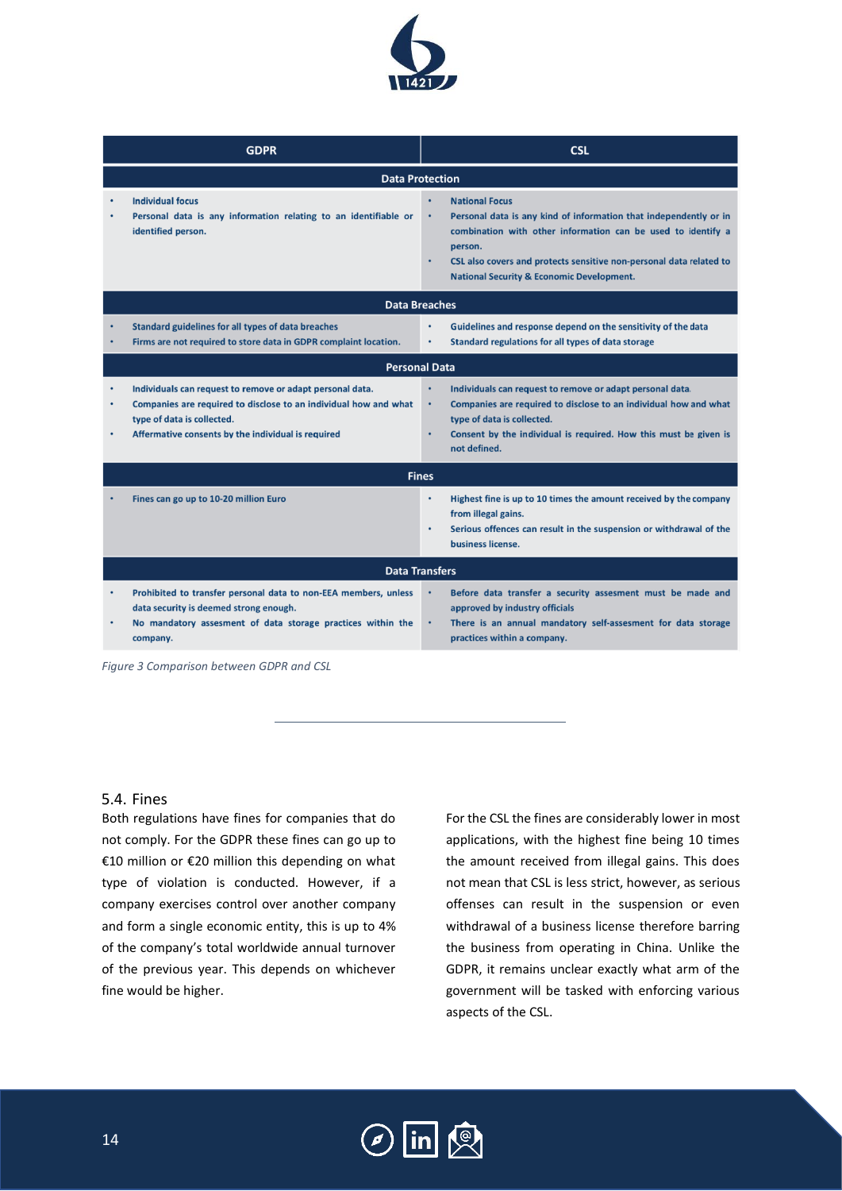| GDPR | CSL |
|---|---|
| **Data Protection** | |
| • Individual focus<br>• Personal data is any information relating to an identifiable or identified person. | • National Focus<br>• Personal data is any kind of information that independently or in combination with other information can be used to identify a person.<br>• CSL also covers and protects sensitive non-personal data related to National Security & Economic Development. |
| **Data Breaches** | |
| • Standard guidelines for all types of data breaches<br>• Firms are not required to store data in GDPR complaint location. | • Guidelines and response depend on the sensitivity of the data<br>• Standard regulations for all types of data storage |
| **Personal Data** | |
| • Individuals can request to remove or adapt personal data.<br>• Companies are required to disclose to an individual how and what type of data is collected.<br>• Affermative consents by the individual is required | • Individuals can request to remove or adapt personal data.<br>• Companies are required to disclose to an individual how and what type of data is collected.<br>• Consent by the individual is required. How this must be given is not defined. |
| **Fines** | |
| • Fines can go up to 10-20 million Euro | • Highest fine is up to 10 times the amount received by the company from illegal gains.<br>• Serious offences can result in the suspension or withdrawal of the business license. |
| **Data Transfers** | |
| • Prohibited to transfer personal data to non-EEA members, unless data security is deemed strong enough.<br>• No mandatory assesment of data storage practices within the company. | • Before data transfer a security assesment must be made and approved by industry officials<br>• There is an annual mandatory self-assesment for data storage practices within a company. |

*Figure 3 Comparison between GDPR and CSL*

## 5.4. Fines

Both regulations have fines for companies that do not comply. For the GDPR these fines can go up to €10 million or €20 million this depending on what type of violation is conducted. However, if a company exercises control over another company and form a single economic entity, this is up to 4% of the company's total worldwide annual turnover of the previous year. This depends on whichever fine would be higher.

For the CSL the fines are considerably lower in most applications, with the highest fine being 10 times the amount received from illegal gains. This does not mean that CSL is less strict, however, as serious offenses can result in the suspension or even withdrawal of a business license therefore barring the business from operating in China. Unlike the GDPR, it remains unclear exactly what arm of the government will be tasked with enforcing various aspects of the CSL.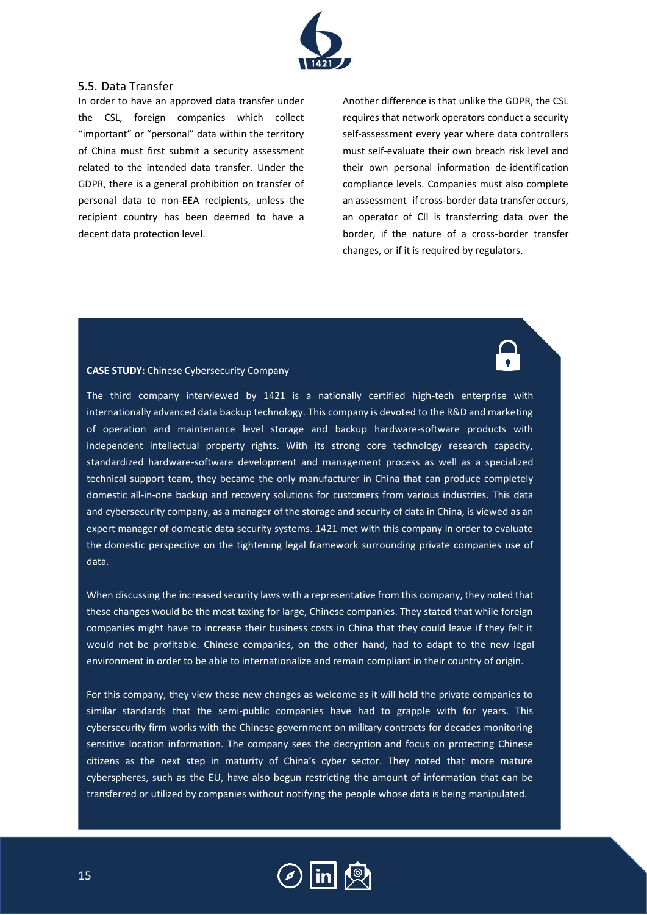### 5.5. Data Transfer

In order to have an approved data transfer under the CSL, foreign companies which collect "important" or "personal" data within the territory of China must first submit a security assessment related to the intended data transfer. Under the GDPR, there is a general prohibition on transfer of personal data to non-EEA recipients, unless the recipient country has been deemed to have a decent data protection level.

Another difference is that unlike the GDPR, the CSL requires that network operators conduct a security self-assessment every year where data controllers must self-evaluate their own breach risk level and their own personal information de-identification compliance levels. Companies must also complete an assessment if cross-border data transfer occurs, an operator of CII is transferring data over the border, if the nature of a cross-border transfer changes, or if it is required by regulators.

---

**CASE STUDY:** Chinese Cybersecurity Company

The third company interviewed by 1421 is a nationally certified high-tech enterprise with internationally advanced data backup technology. This company is devoted to the R&D and marketing of operation and maintenance level storage and backup hardware-software products with independent intellectual property rights. With its strong core technology research capacity, standardized hardware-software development and management process as well as a specialized technical support team, they became the only manufacturer in China that can produce completely domestic all-in-one backup and recovery solutions for customers from various industries. This data and cybersecurity company, as a manager of the storage and security of data in China, is viewed as an expert manager of domestic data security systems. 1421 met with this company in order to evaluate the domestic perspective on the tightening legal framework surrounding private companies use of data.

When discussing the increased security laws with a representative from this company, they noted that these changes would be the most taxing for large, Chinese companies. They stated that while foreign companies might have to increase their business costs in China that they could leave if they felt it would not be profitable. Chinese companies, on the other hand, had to adapt to the new legal environment in order to be able to internationalize and remain compliant in their country of origin.

For this company, they view these new changes as welcome as it will hold the private companies to similar standards that the semi-public companies have had to grapple with for years. This cybersecurity firm works with the Chinese government on military contracts for decades monitoring sensitive location information. The company sees the decryption and focus on protecting Chinese citizens as the next step in maturity of China's cyber sector. They noted that more mature cyberspheres, such as the EU, have also begun restricting the amount of information that can be transferred or utilized by companies without notifying the people whose data is being manipulated.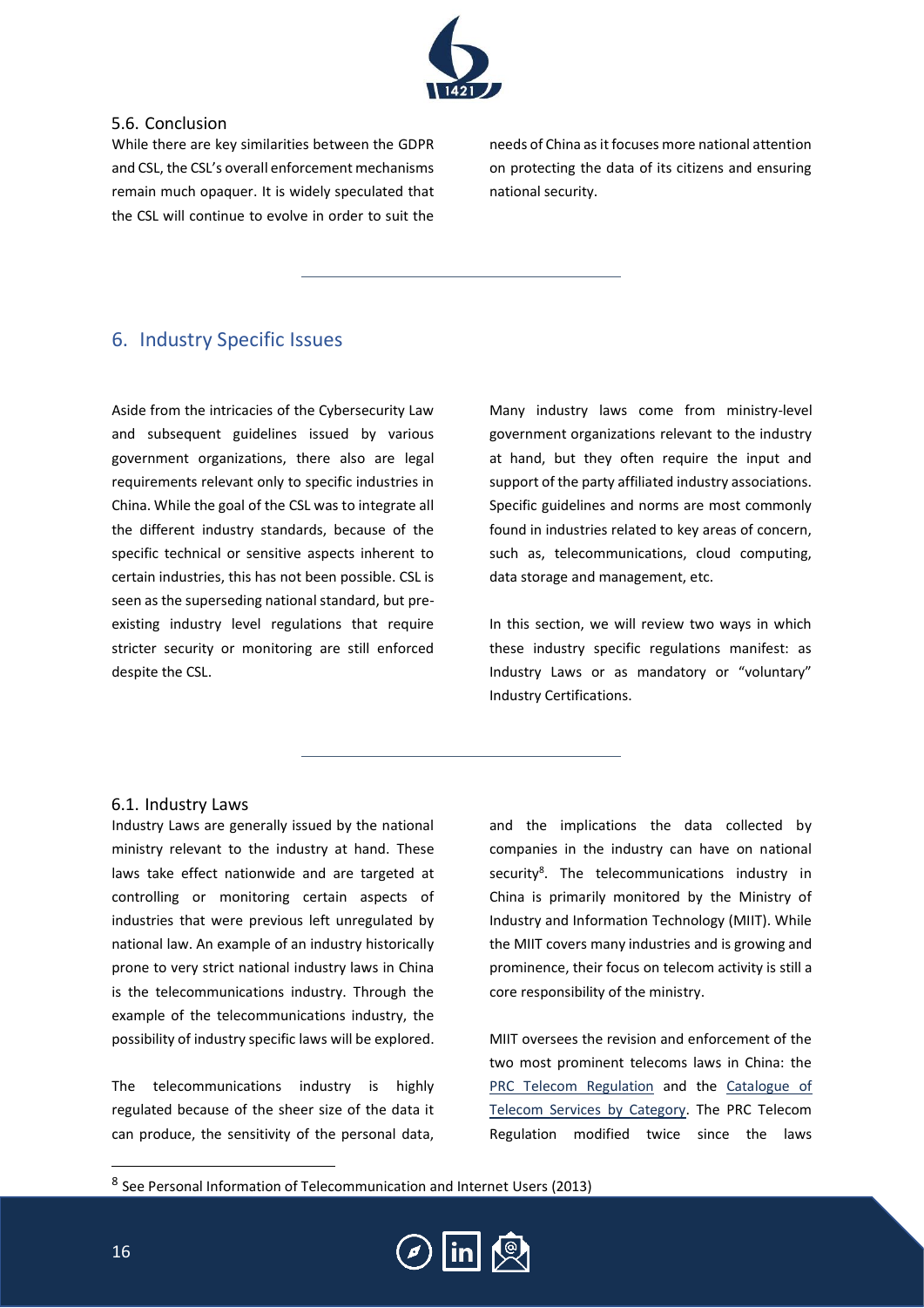### 5.6. Conclusion

While there are key similarities between the GDPR and CSL, the CSL's overall enforcement mechanisms remain much opaquer. It is widely speculated that the CSL will continue to evolve in order to suit the needs of China as it focuses more national attention on protecting the data of its citizens and ensuring national security.

## 6. Industry Specific Issues

Aside from the intricacies of the Cybersecurity Law and subsequent guidelines issued by various government organizations, there also are legal requirements relevant only to specific industries in China. While the goal of the CSL was to integrate all the different industry standards, because of the specific technical or sensitive aspects inherent to certain industries, this has not been possible. CSL is seen as the superseding national standard, but pre-existing industry level regulations that require stricter security or monitoring are still enforced despite the CSL.

Many industry laws come from ministry-level government organizations relevant to the industry at hand, but they often require the input and support of the party affiliated industry associations. Specific guidelines and norms are most commonly found in industries related to key areas of concern, such as, telecommunications, cloud computing, data storage and management, etc.

In this section, we will review two ways in which these industry specific regulations manifest: as Industry Laws or as mandatory or "voluntary" Industry Certifications.

### 6.1. Industry Laws

Industry Laws are generally issued by the national ministry relevant to the industry at hand. These laws take effect nationwide and are targeted at controlling or monitoring certain aspects of industries that were previous left unregulated by national law. An example of an industry historically prone to very strict national industry laws in China is the telecommunications industry. Through the example of the telecommunications industry, the possibility of industry specific laws will be explored.

The telecommunications industry is highly regulated because of the sheer size of the data it can produce, the sensitivity of the personal data, and the implications the data collected by companies in the industry can have on national security[8]. The telecommunications industry in China is primarily monitored by the Ministry of Industry and Information Technology (MIIT). While the MIIT covers many industries and is growing and prominence, their focus on telecom activity is still a core responsibility of the ministry.

MIIT oversees the revision and enforcement of the two most prominent telecoms laws in China: the PRC Telecom Regulation and the Catalogue of Telecom Services by Category. The PRC Telecom Regulation modified twice since the laws

[8] See Personal Information of Telecommunication and Internet Users (2013)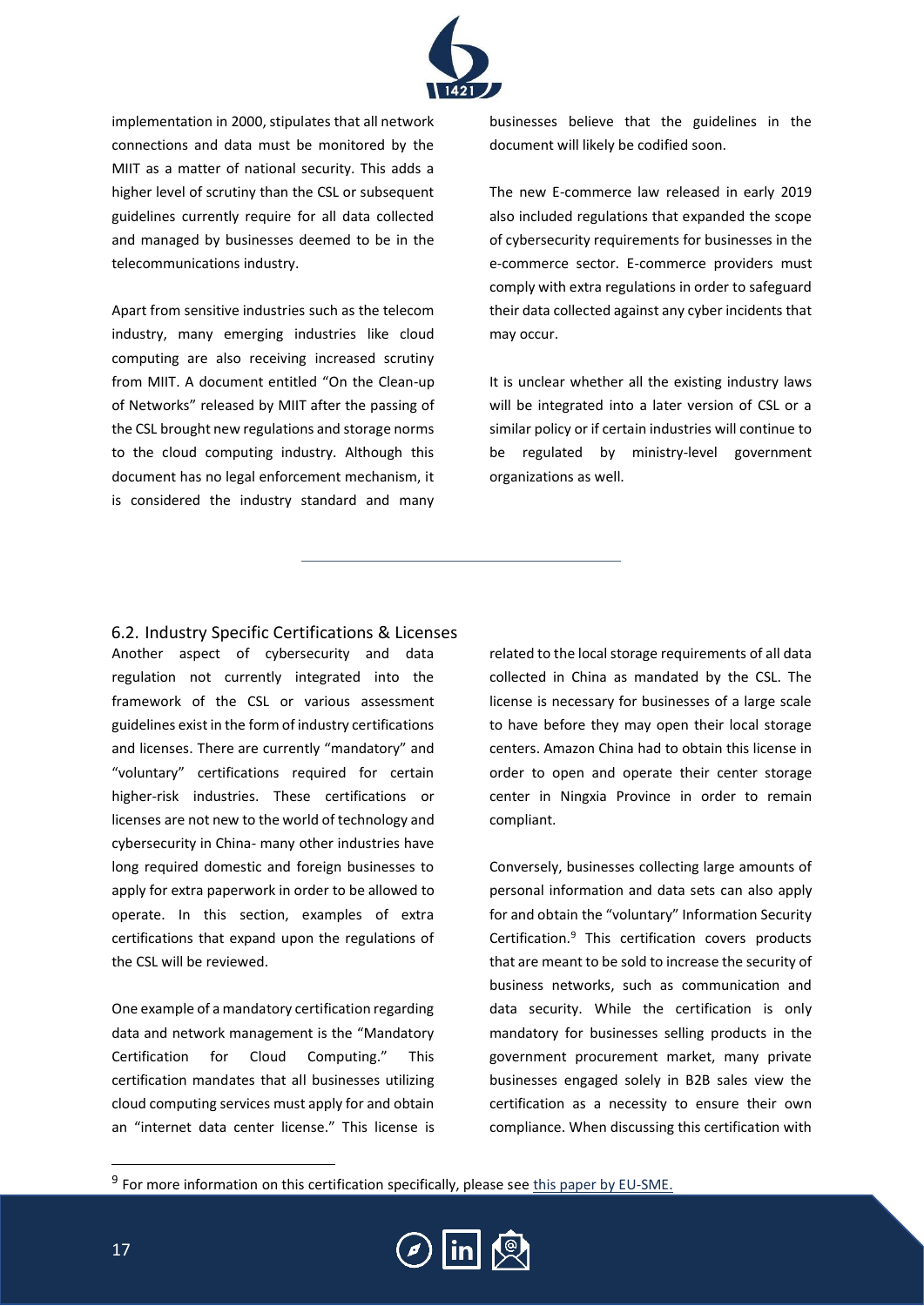implementation in 2000, stipulates that all network connections and data must be monitored by the MIIT as a matter of national security. This adds a higher level of scrutiny than the CSL or subsequent guidelines currently require for all data collected and managed by businesses deemed to be in the telecommunications industry.

Apart from sensitive industries such as the telecom industry, many emerging industries like cloud computing are also receiving increased scrutiny from MIIT. A document entitled "On the Clean-up of Networks" released by MIIT after the passing of the CSL brought new regulations and storage norms to the cloud computing industry. Although this document has no legal enforcement mechanism, it is considered the industry standard and many businesses believe that the guidelines in the document will likely be codified soon.

The new E-commerce law released in early 2019 also included regulations that expanded the scope of cybersecurity requirements for businesses in the e-commerce sector. E-commerce providers must comply with extra regulations in order to safeguard their data collected against any cyber incidents that may occur.

It is unclear whether all the existing industry laws will be integrated into a later version of CSL or a similar policy or if certain industries will continue to be regulated by ministry-level government organizations as well.

---

## 6.2. Industry Specific Certifications & Licenses

Another aspect of cybersecurity and data regulation not currently integrated into the framework of the CSL or various assessment guidelines exist in the form of industry certifications and licenses. There are currently "mandatory" and "voluntary" certifications required for certain higher-risk industries. These certifications or licenses are not new to the world of technology and cybersecurity in China- many other industries have long required domestic and foreign businesses to apply for extra paperwork in order to be allowed to operate. In this section, examples of extra certifications that expand upon the regulations of the CSL will be reviewed.

One example of a mandatory certification regarding data and network management is the "Mandatory Certification for Cloud Computing." This certification mandates that all businesses utilizing cloud computing services must apply for and obtain an "internet data center license." This license is related to the local storage requirements of all data collected in China as mandated by the CSL. The license is necessary for businesses of a large scale to have before they may open their local storage centers. Amazon China had to obtain this license in order to open and operate their center storage center in Ningxia Province in order to remain compliant.

Conversely, businesses collecting large amounts of personal information and data sets can also apply for and obtain the "voluntary" Information Security Certification.[9] This certification covers products that are meant to be sold to increase the security of business networks, such as communication and data security. While the certification is only mandatory for businesses selling products in the government procurement market, many private businesses engaged solely in B2B sales view the certification as a necessity to ensure their own compliance. When discussing this certification with

[9] For more information on this certification specifically, please see this paper by EU-SME.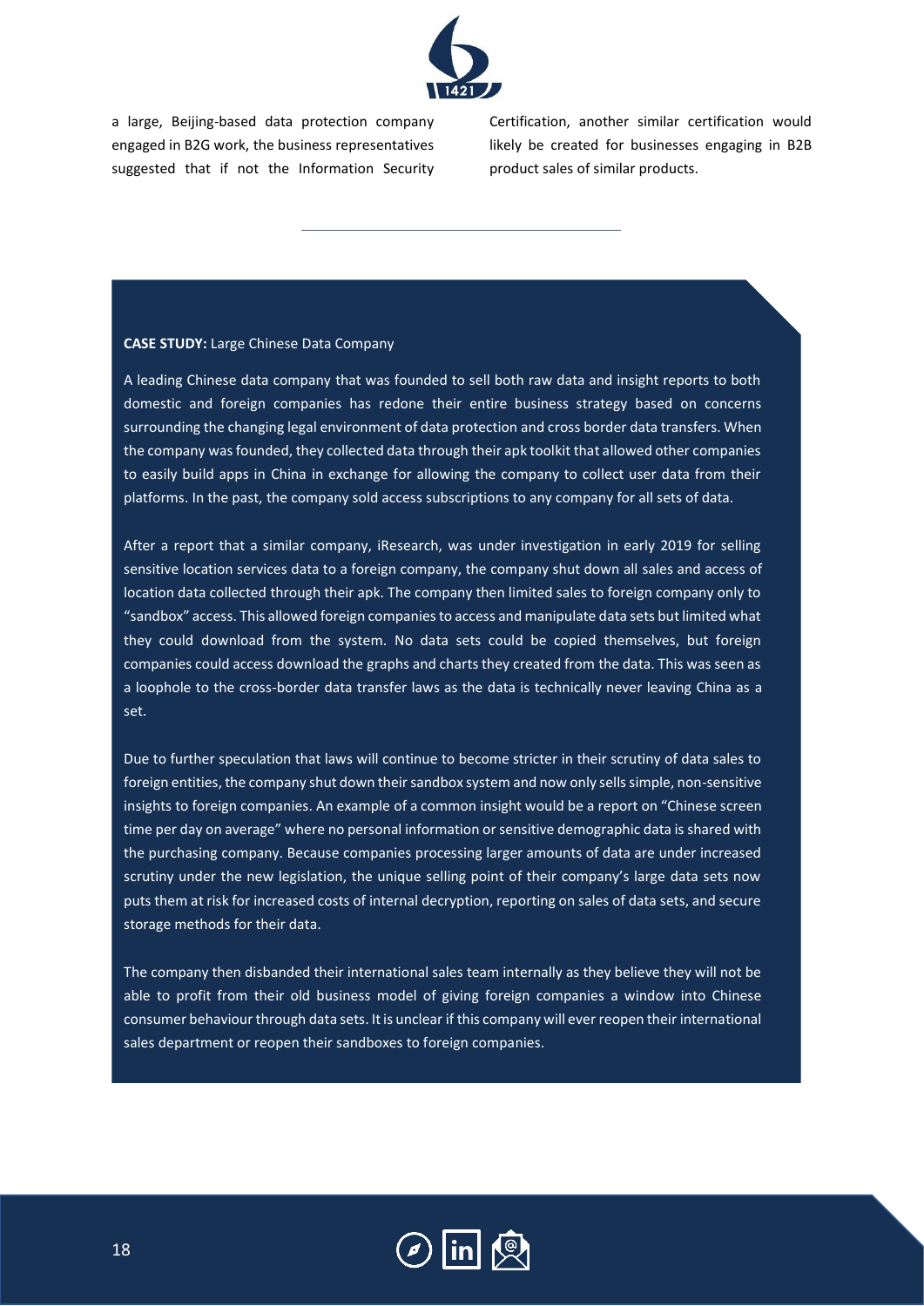a large, Beijing-based data protection company engaged in B2G work, the business representatives suggested that if not the Information Security Certification, another similar certification would likely be created for businesses engaging in B2B product sales of similar products.

---

**CASE STUDY:** Large Chinese Data Company

A leading Chinese data company that was founded to sell both raw data and insight reports to both domestic and foreign companies has redone their entire business strategy based on concerns surrounding the changing legal environment of data protection and cross border data transfers. When the company was founded, they collected data through their apk toolkit that allowed other companies to easily build apps in China in exchange for allowing the company to collect user data from their platforms. In the past, the company sold access subscriptions to any company for all sets of data.

After a report that a similar company, iResearch, was under investigation in early 2019 for selling sensitive location services data to a foreign company, the company shut down all sales and access of location data collected through their apk. The company then limited sales to foreign company only to "sandbox" access. This allowed foreign companies to access and manipulate data sets but limited what they could download from the system. No data sets could be copied themselves, but foreign companies could access download the graphs and charts they created from the data. This was seen as a loophole to the cross-border data transfer laws as the data is technically never leaving China as a set.

Due to further speculation that laws will continue to become stricter in their scrutiny of data sales to foreign entities, the company shut down their sandbox system and now only sells simple, non-sensitive insights to foreign companies. An example of a common insight would be a report on "Chinese screen time per day on average" where no personal information or sensitive demographic data is shared with the purchasing company. Because companies processing larger amounts of data are under increased scrutiny under the new legislation, the unique selling point of their company's large data sets now puts them at risk for increased costs of internal decryption, reporting on sales of data sets, and secure storage methods for their data.

The company then disbanded their international sales team internally as they believe they will not be able to profit from their old business model of giving foreign companies a window into Chinese consumer behaviour through data sets. It is unclear if this company will ever reopen their international sales department or reopen their sandboxes to foreign companies.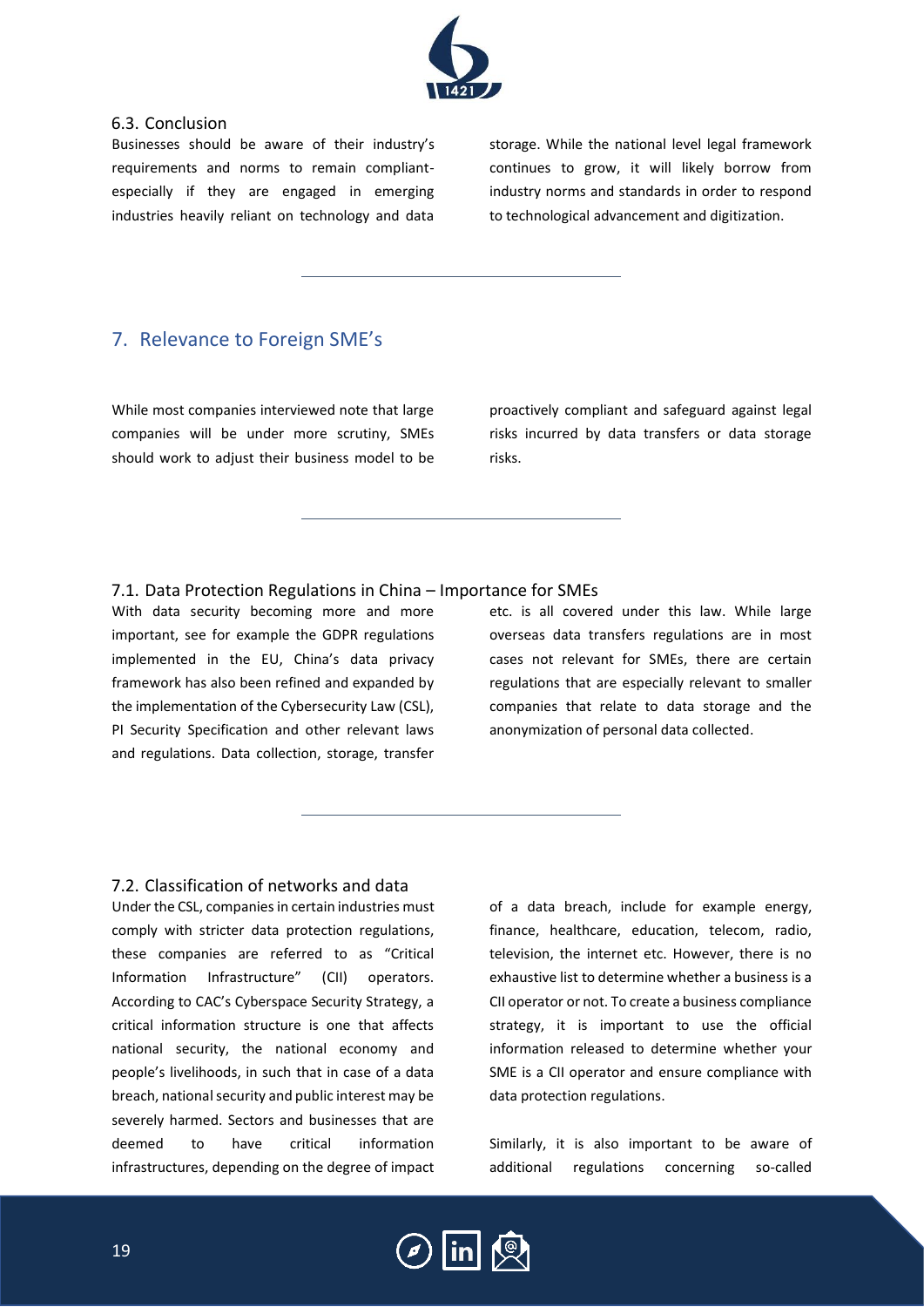### 6.3. Conclusion

Businesses should be aware of their industry's requirements and norms to remain compliant- especially if they are engaged in emerging industries heavily reliant on technology and data storage. While the national level legal framework continues to grow, it will likely borrow from industry norms and standards in order to respond to technological advancement and digitization.

## 7. Relevance to Foreign SME's

While most companies interviewed note that large companies will be under more scrutiny, SMEs should work to adjust their business model to be proactively compliant and safeguard against legal risks incurred by data transfers or data storage risks.

### 7.1. Data Protection Regulations in China – Importance for SMEs

With data security becoming more and more important, see for example the GDPR regulations implemented in the EU, China's data privacy framework has also been refined and expanded by the implementation of the Cybersecurity Law (CSL), PI Security Specification and other relevant laws and regulations. Data collection, storage, transfer etc. is all covered under this law. While large overseas data transfers regulations are in most cases not relevant for SMEs, there are certain regulations that are especially relevant to smaller companies that relate to data storage and the anonymization of personal data collected.

### 7.2. Classification of networks and data

Under the CSL, companies in certain industries must comply with stricter data protection regulations, these companies are referred to as "Critical Information Infrastructure" (CII) operators. According to CAC's Cyberspace Security Strategy, a critical information structure is one that affects national security, the national economy and people's livelihoods, in such that in case of a data breach, national security and public interest may be severely harmed. Sectors and businesses that are deemed to have critical information infrastructures, depending on the degree of impact of a data breach, include for example energy, finance, healthcare, education, telecom, radio, television, the internet etc. However, there is no exhaustive list to determine whether a business is a CII operator or not. To create a business compliance strategy, it is important to use the official information released to determine whether your SME is a CII operator and ensure compliance with data protection regulations.

Similarly, it is also important to be aware of additional regulations concerning so-called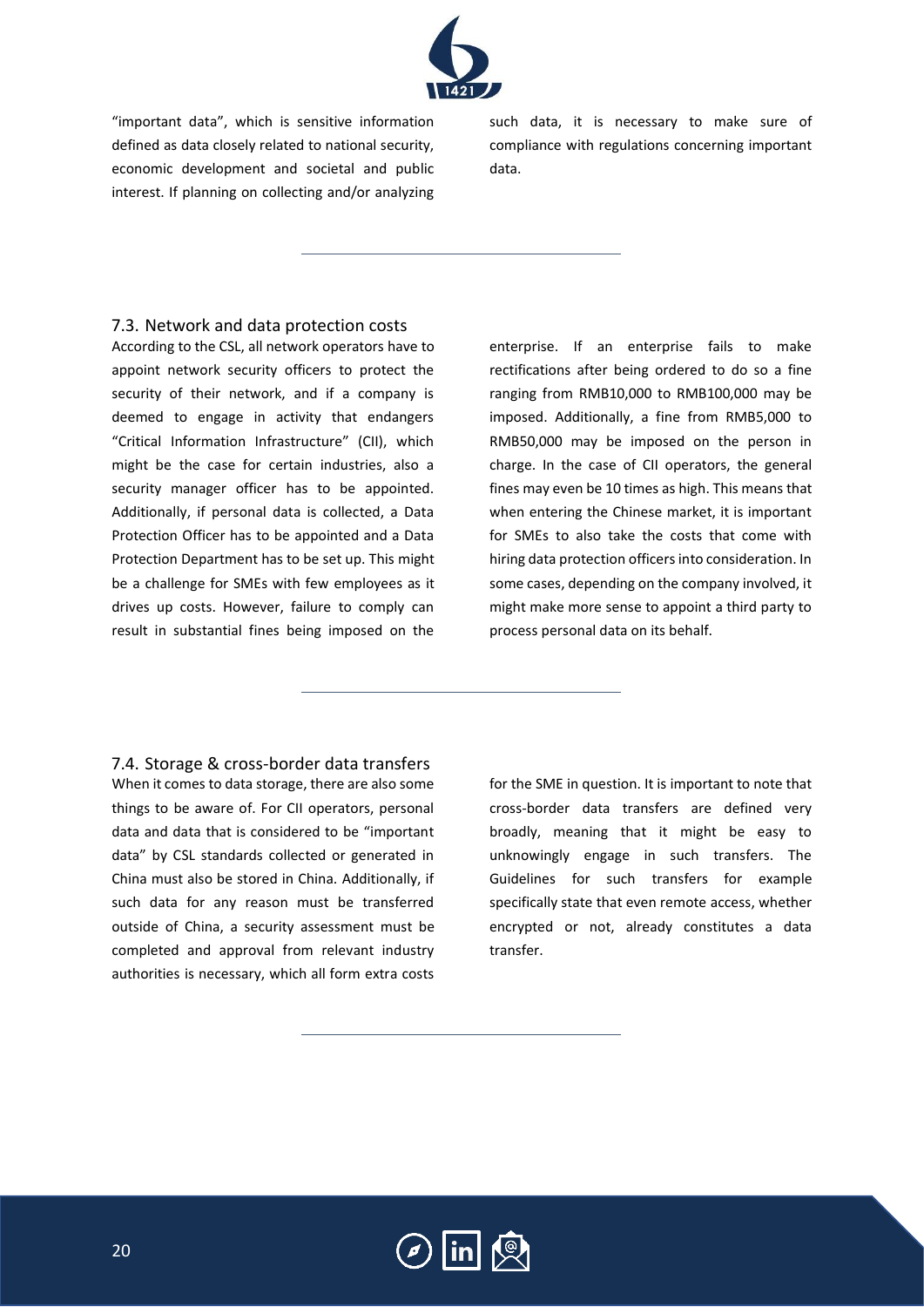"important data", which is sensitive information defined as data closely related to national security, economic development and societal and public interest. If planning on collecting and/or analyzing such data, it is necessary to make sure of compliance with regulations concerning important data.

## 7.3. Network and data protection costs

According to the CSL, all network operators have to appoint network security officers to protect the security of their network, and if a company is deemed to engage in activity that endangers "Critical Information Infrastructure" (CII), which might be the case for certain industries, also a security manager officer has to be appointed. Additionally, if personal data is collected, a Data Protection Officer has to be appointed and a Data Protection Department has to be set up. This might be a challenge for SMEs with few employees as it drives up costs. However, failure to comply can result in substantial fines being imposed on the enterprise. If an enterprise fails to make rectifications after being ordered to do so a fine ranging from RMB10,000 to RMB100,000 may be imposed. Additionally, a fine from RMB5,000 to RMB50,000 may be imposed on the person in charge. In the case of CII operators, the general fines may even be 10 times as high. This means that when entering the Chinese market, it is important for SMEs to also take the costs that come with hiring data protection officers into consideration. In some cases, depending on the company involved, it might make more sense to appoint a third party to process personal data on its behalf.

## 7.4. Storage & cross-border data transfers

When it comes to data storage, there are also some things to be aware of. For CII operators, personal data and data that is considered to be "important data" by CSL standards collected or generated in China must also be stored in China. Additionally, if such data for any reason must be transferred outside of China, a security assessment must be completed and approval from relevant industry authorities is necessary, which all form extra costs for the SME in question. It is important to note that cross-border data transfers are defined very broadly, meaning that it might be easy to unknowingly engage in such transfers. The Guidelines for such transfers for example specifically state that even remote access, whether encrypted or not, already constitutes a data transfer.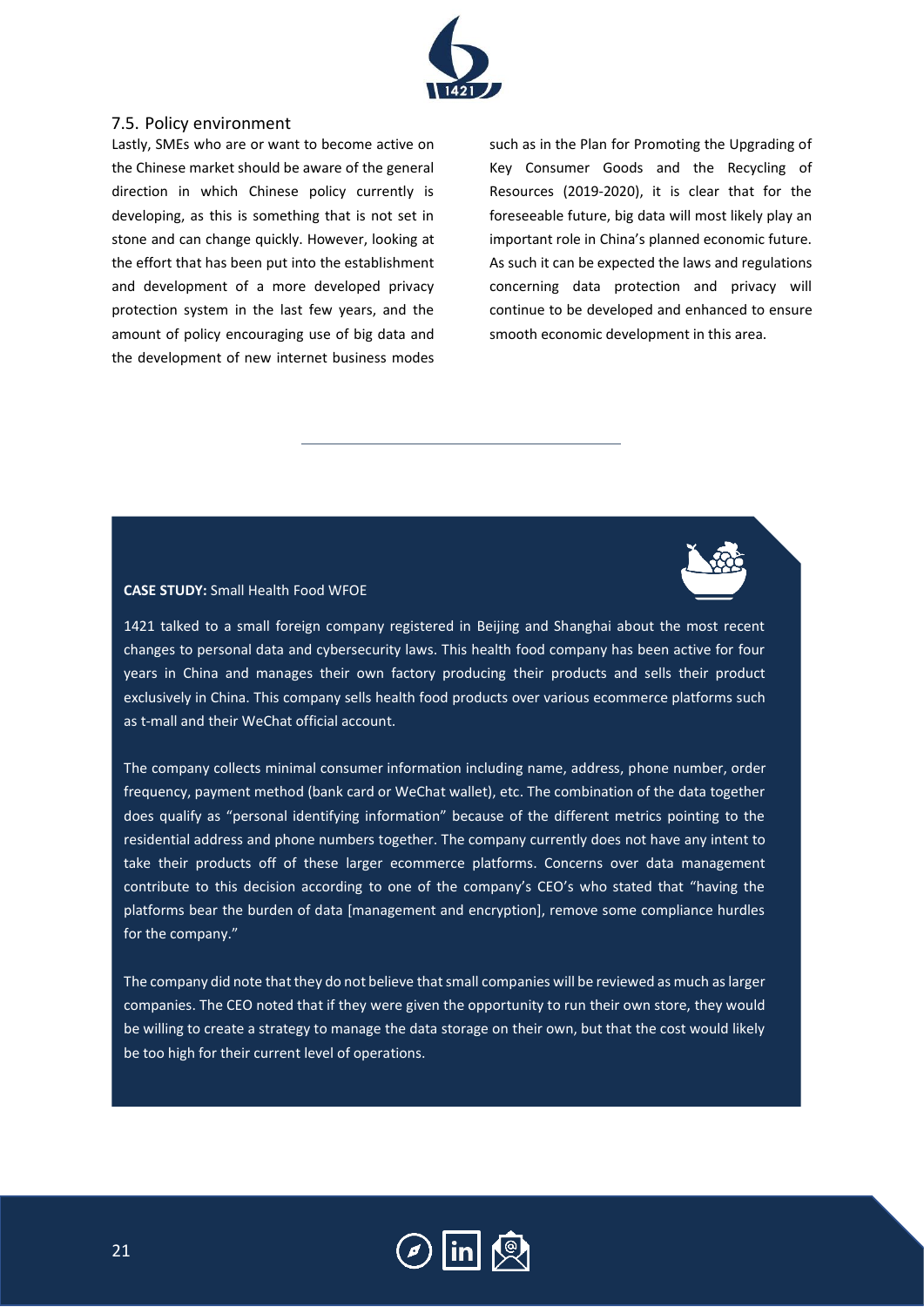## 7.5. Policy environment

Lastly, SMEs who are or want to become active on the Chinese market should be aware of the general direction in which Chinese policy currently is developing, as this is something that is not set in stone and can change quickly. However, looking at the effort that has been put into the establishment and development of a more developed privacy protection system in the last few years, and the amount of policy encouraging use of big data and the development of new internet business modes such as in the Plan for Promoting the Upgrading of Key Consumer Goods and the Recycling of Resources (2019-2020), it is clear that for the foreseeable future, big data will most likely play an important role in China's planned economic future. As such it can be expected the laws and regulations concerning data protection and privacy will continue to be developed and enhanced to ensure smooth economic development in this area.

---

**CASE STUDY:** Small Health Food WFOE

1421 talked to a small foreign company registered in Beijing and Shanghai about the most recent changes to personal data and cybersecurity laws. This health food company has been active for four years in China and manages their own factory producing their products and sells their product exclusively in China. This company sells health food products over various ecommerce platforms such as t-mall and their WeChat official account.

The company collects minimal consumer information including name, address, phone number, order frequency, payment method (bank card or WeChat wallet), etc. The combination of the data together does qualify as "personal identifying information" because of the different metrics pointing to the residential address and phone numbers together. The company currently does not have any intent to take their products off of these larger ecommerce platforms. Concerns over data management contribute to this decision according to one of the company's CEO's who stated that "having the platforms bear the burden of data [management and encryption], remove some compliance hurdles for the company."

The company did note that they do not believe that small companies will be reviewed as much as larger companies. The CEO noted that if they were given the opportunity to run their own store, they would be willing to create a strategy to manage the data storage on their own, but that the cost would likely be too high for their current level of operations.